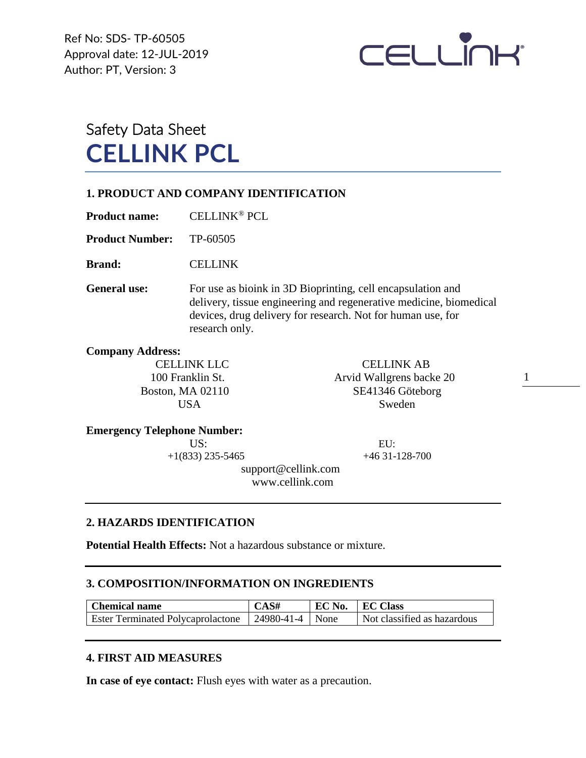Ref No: SDS- TP-60505
Approval date: 12-JUL-2019
Author: PT, Version: 3

# Safety Data Sheet
# CELLINK PCL

## 1. PRODUCT AND COMPANY IDENTIFICATION

**Product name:** CELLINK® PCL

**Product Number:** TP-60505

**Brand:** CELLINK

**General use:** For use as bioink in 3D Bioprinting, cell encapsulation and delivery, tissue engineering and regenerative medicine, biomedical devices, drug delivery for research. Not for human use, for research only.

**Company Address:**

CELLINK LLC
100 Franklin St.
Boston, MA 02110
USA

CELLINK AB
Arvid Wallgrens backe 20
SE41346 Göteborg
Sweden

**Emergency Telephone Number:**

US:
+1(833) 235-5465

EU:
+46 31-128-700

support@cellink.com
www.cellink.com

## 2. HAZARDS IDENTIFICATION

**Potential Health Effects:** Not a hazardous substance or mixture.

## 3. COMPOSITION/INFORMATION ON INGREDIENTS

| Chemical name | CAS# | EC No. | EC Class |
|---|---|---|---|
| Ester Terminated Polycaprolactone | 24980-41-4 | None | Not classified as hazardous |

## 4. FIRST AID MEASURES

**In case of eye contact:** Flush eyes with water as a precaution.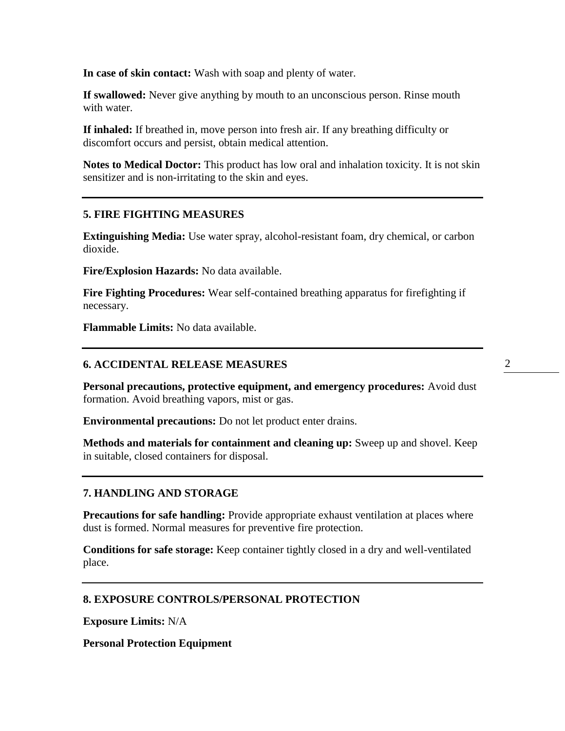**In case of skin contact:** Wash with soap and plenty of water.

**If swallowed:** Never give anything by mouth to an unconscious person. Rinse mouth with water.

**If inhaled:** If breathed in, move person into fresh air. If any breathing difficulty or discomfort occurs and persist, obtain medical attention.

**Notes to Medical Doctor:** This product has low oral and inhalation toxicity. It is not skin sensitizer and is non-irritating to the skin and eyes.

---

## 5. FIRE FIGHTING MEASURES

**Extinguishing Media:** Use water spray, alcohol-resistant foam, dry chemical, or carbon dioxide.

**Fire/Explosion Hazards:** No data available.

**Fire Fighting Procedures:** Wear self-contained breathing apparatus for firefighting if necessary.

**Flammable Limits:** No data available.

---

## 6. ACCIDENTAL RELEASE MEASURES

**Personal precautions, protective equipment, and emergency procedures:** Avoid dust formation. Avoid breathing vapors, mist or gas.

**Environmental precautions:** Do not let product enter drains.

**Methods and materials for containment and cleaning up:** Sweep up and shovel. Keep in suitable, closed containers for disposal.

---

## 7. HANDLING AND STORAGE

**Precautions for safe handling:** Provide appropriate exhaust ventilation at places where dust is formed. Normal measures for preventive fire protection.

**Conditions for safe storage:** Keep container tightly closed in a dry and well-ventilated place.

---

## 8. EXPOSURE CONTROLS/PERSONAL PROTECTION

**Exposure Limits:** N/A

**Personal Protection Equipment**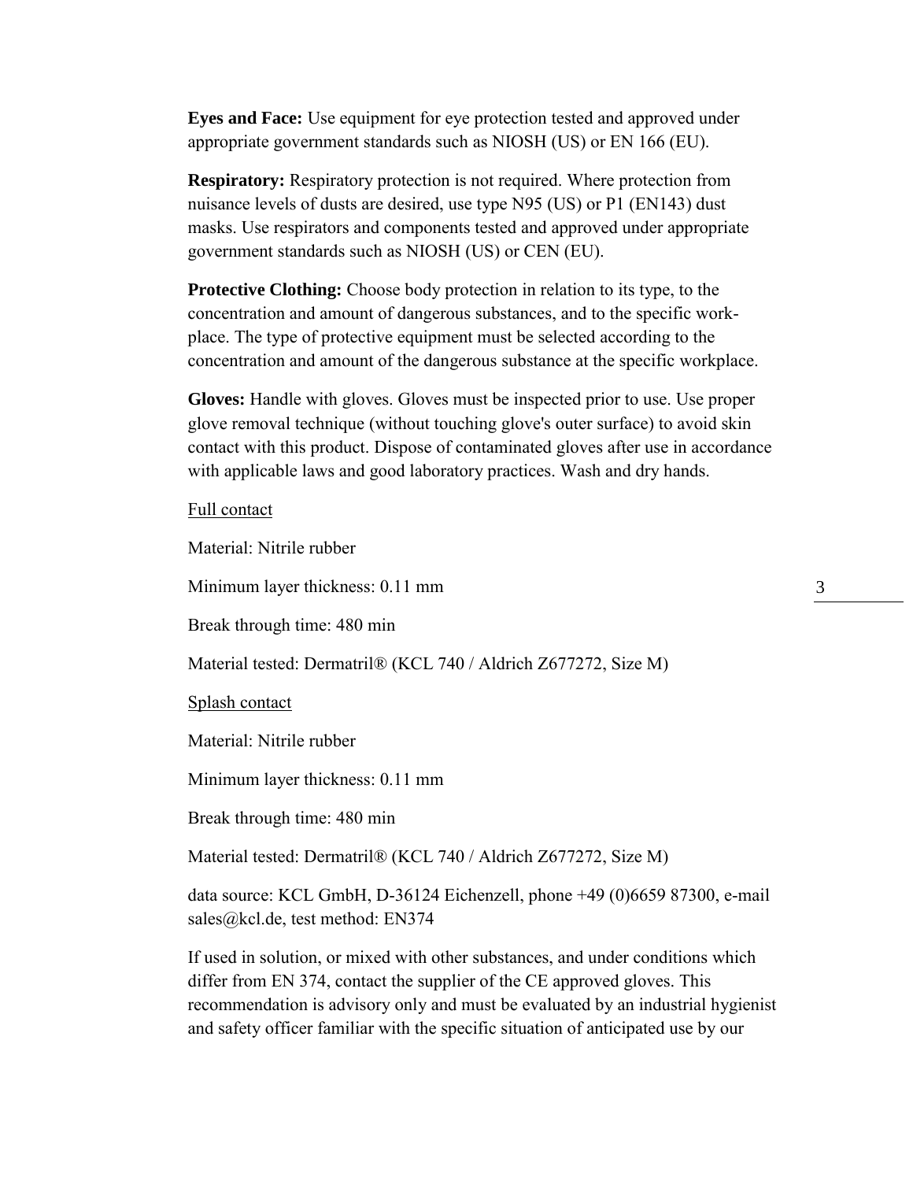**Eyes and Face:** Use equipment for eye protection tested and approved under appropriate government standards such as NIOSH (US) or EN 166 (EU).

**Respiratory:** Respiratory protection is not required. Where protection from nuisance levels of dusts are desired, use type N95 (US) or P1 (EN143) dust masks. Use respirators and components tested and approved under appropriate government standards such as NIOSH (US) or CEN (EU).

**Protective Clothing:** Choose body protection in relation to its type, to the concentration and amount of dangerous substances, and to the specific work-place. The type of protective equipment must be selected according to the concentration and amount of the dangerous substance at the specific workplace.

**Gloves:** Handle with gloves. Gloves must be inspected prior to use. Use proper glove removal technique (without touching glove's outer surface) to avoid skin contact with this product. Dispose of contaminated gloves after use in accordance with applicable laws and good laboratory practices. Wash and dry hands.

Full contact

Material: Nitrile rubber

Minimum layer thickness: 0.11 mm

Break through time: 480 min

Material tested: Dermatril® (KCL 740 / Aldrich Z677272, Size M)

Splash contact

Material: Nitrile rubber

Minimum layer thickness: 0.11 mm

Break through time: 480 min

Material tested: Dermatril® (KCL 740 / Aldrich Z677272, Size M)

data source: KCL GmbH, D-36124 Eichenzell, phone +49 (0)6659 87300, e-mail sales@kcl.de, test method: EN374

If used in solution, or mixed with other substances, and under conditions which differ from EN 374, contact the supplier of the CE approved gloves. This recommendation is advisory only and must be evaluated by an industrial hygienist and safety officer familiar with the specific situation of anticipated use by our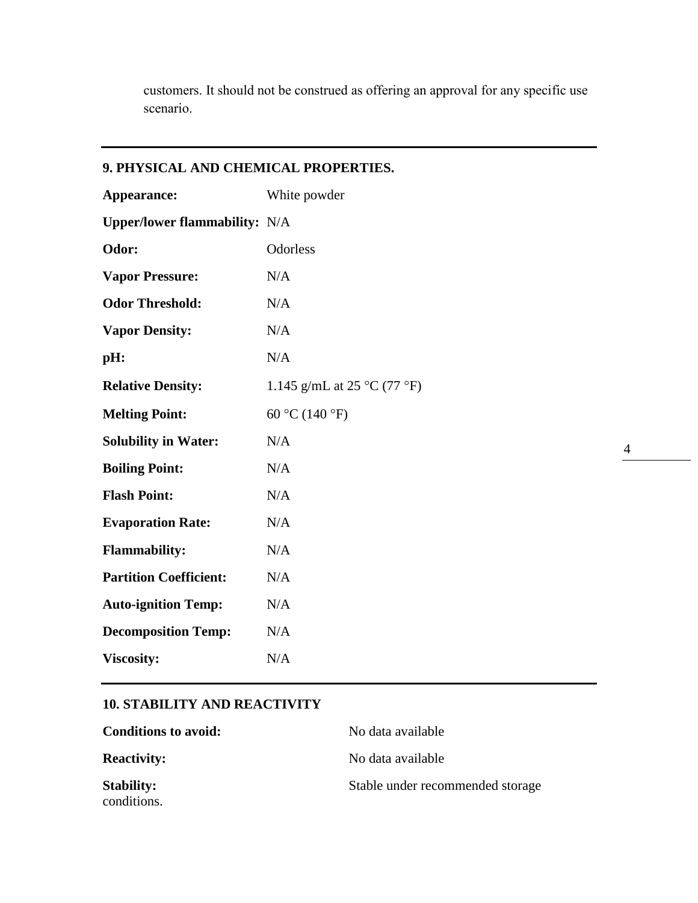customers. It should not be construed as offering an approval for any specific use scenario.

## 9. PHYSICAL AND CHEMICAL PROPERTIES.

| | |
|---|---|
| **Appearance:** | White powder |
| **Upper/lower flammability:** | N/A |
| **Odor:** | Odorless |
| **Vapor Pressure:** | N/A |
| **Odor Threshold:** | N/A |
| **Vapor Density:** | N/A |
| **pH:** | N/A |
| **Relative Density:** | 1.145 g/mL at 25 °C (77 °F) |
| **Melting Point:** | 60 °C (140 °F) |
| **Solubility in Water:** | N/A |
| **Boiling Point:** | N/A |
| **Flash Point:** | N/A |
| **Evaporation Rate:** | N/A |
| **Flammability:** | N/A |
| **Partition Coefficient:** | N/A |
| **Auto-ignition Temp:** | N/A |
| **Decomposition Temp:** | N/A |
| **Viscosity:** | N/A |

## 10. STABILITY AND REACTIVITY

| | |
|---|---|
| **Conditions to avoid:** | No data available |
| **Reactivity:** | No data available |
| **Stability:** | Stable under recommended storage conditions. |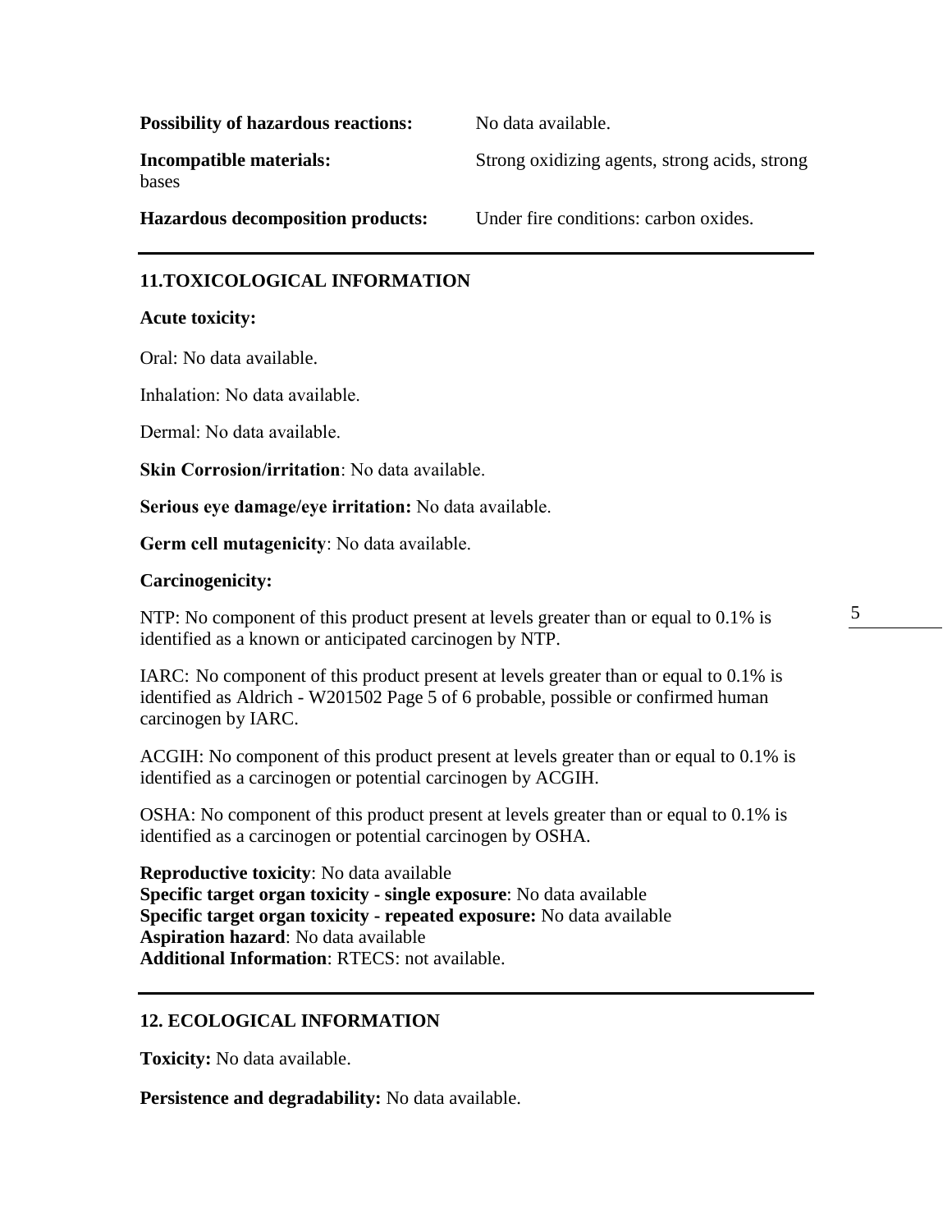**Possibility of hazardous reactions:** No data available.

**Incompatible materials:** Strong oxidizing agents, strong acids, strong bases

**Hazardous decomposition products:** Under fire conditions: carbon oxides.

## 11.TOXICOLOGICAL INFORMATION

**Acute toxicity:**

Oral: No data available.

Inhalation: No data available.

Dermal: No data available.

**Skin Corrosion/irritation**: No data available.

**Serious eye damage/eye irritation:** No data available.

**Germ cell mutagenicity**: No data available.

**Carcinogenicity:**

NTP: No component of this product present at levels greater than or equal to 0.1% is identified as a known or anticipated carcinogen by NTP.

IARC: No component of this product present at levels greater than or equal to 0.1% is identified as Aldrich - W201502 Page 5 of 6 probable, possible or confirmed human carcinogen by IARC.

ACGIH: No component of this product present at levels greater than or equal to 0.1% is identified as a carcinogen or potential carcinogen by ACGIH.

OSHA: No component of this product present at levels greater than or equal to 0.1% is identified as a carcinogen or potential carcinogen by OSHA.

**Reproductive toxicity**: No data available
**Specific target organ toxicity - single exposure**: No data available
**Specific target organ toxicity - repeated exposure:** No data available
**Aspiration hazard**: No data available
**Additional Information**: RTECS: not available.

## 12. ECOLOGICAL INFORMATION

**Toxicity:** No data available.

**Persistence and degradability:** No data available.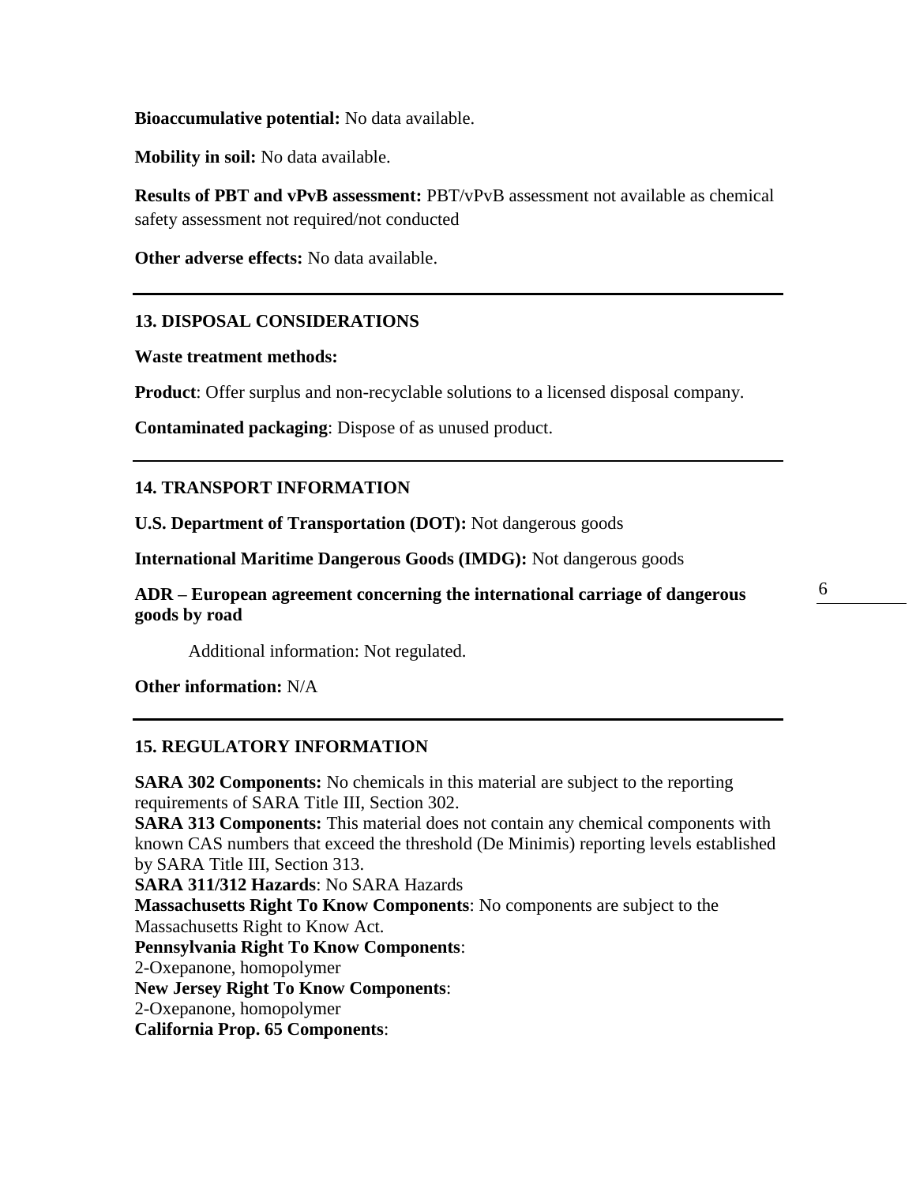**Bioaccumulative potential:** No data available.

**Mobility in soil:** No data available.

**Results of PBT and vPvB assessment:** PBT/vPvB assessment not available as chemical safety assessment not required/not conducted

**Other adverse effects:** No data available.

---

## 13. DISPOSAL CONSIDERATIONS

**Waste treatment methods:**

**Product**: Offer surplus and non-recyclable solutions to a licensed disposal company.

**Contaminated packaging**: Dispose of as unused product.

---

## 14. TRANSPORT INFORMATION

**U.S. Department of Transportation (DOT):** Not dangerous goods

**International Maritime Dangerous Goods (IMDG):** Not dangerous goods

**ADR – European agreement concerning the international carriage of dangerous goods by road**

Additional information: Not regulated.

**Other information:** N/A

---

## 15. REGULATORY INFORMATION

**SARA 302 Components:** No chemicals in this material are subject to the reporting requirements of SARA Title III, Section 302.
**SARA 313 Components:** This material does not contain any chemical components with known CAS numbers that exceed the threshold (De Minimis) reporting levels established by SARA Title III, Section 313.
**SARA 311/312 Hazards**: No SARA Hazards
**Massachusetts Right To Know Components**: No components are subject to the Massachusetts Right to Know Act.
**Pennsylvania Right To Know Components**:
2-Oxepanone, homopolymer
**New Jersey Right To Know Components**:
2-Oxepanone, homopolymer
**California Prop. 65 Components**: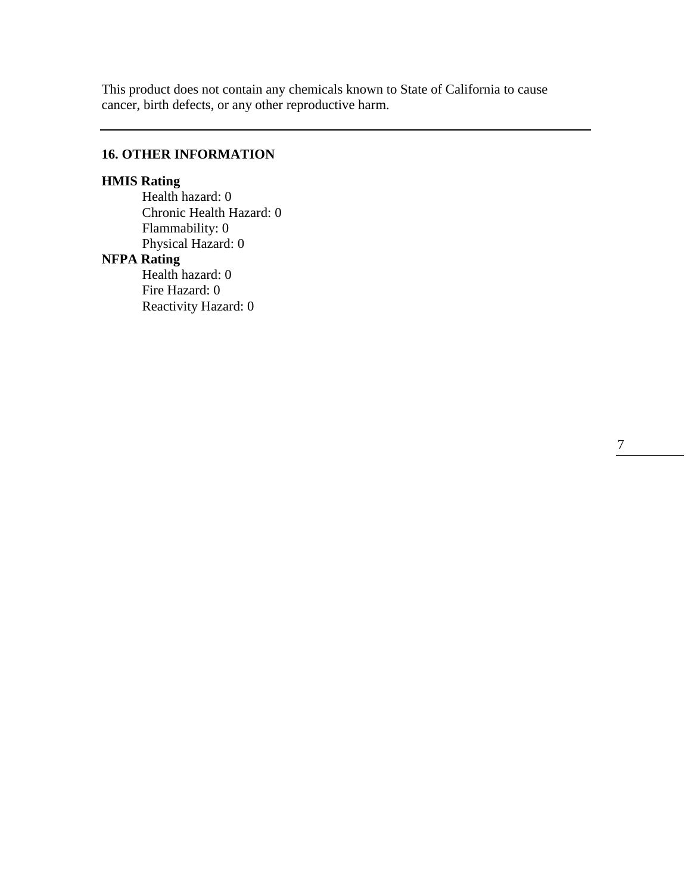This product does not contain any chemicals known to State of California to cause cancer, birth defects, or any other reproductive harm.

---

## 16. OTHER INFORMATION

**HMIS Rating**

- Health hazard: 0
- Chronic Health Hazard: 0
- Flammability: 0
- Physical Hazard: 0

**NFPA Rating**

- Health hazard: 0
- Fire Hazard: 0
- Reactivity Hazard: 0